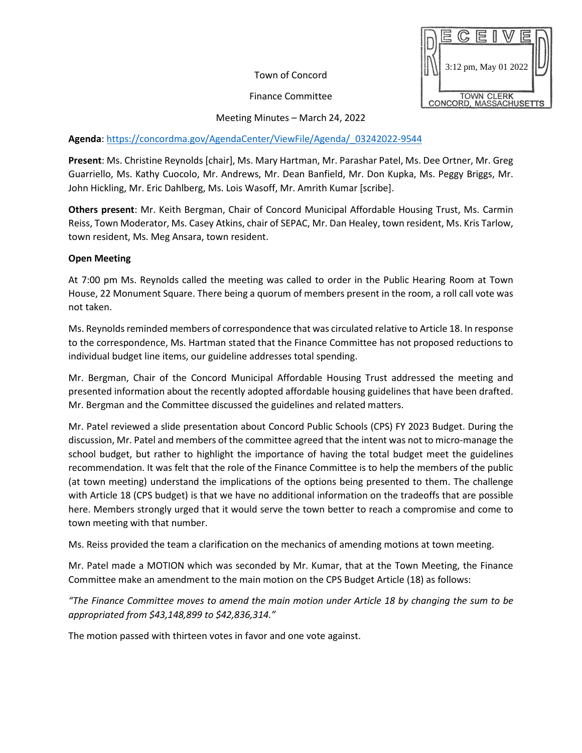RECEIVED
3:12 pm, May 01 2022
TOWN CLERK
CONCORD, MASSACHUSETTS

Town of Concord

Finance Committee

Meeting Minutes – March 24, 2022

**Agenda**: https://concordma.gov/AgendaCenter/ViewFile/Agenda/_03242022-9544

**Present**: Ms. Christine Reynolds [chair], Ms. Mary Hartman, Mr. Parashar Patel, Ms. Dee Ortner, Mr. Greg Guarriello, Ms. Kathy Cuocolo, Mr. Andrews, Mr. Dean Banfield, Mr. Don Kupka, Ms. Peggy Briggs, Mr. John Hickling, Mr. Eric Dahlberg, Ms. Lois Wasoff, Mr. Amrith Kumar [scribe].

**Others present**: Mr. Keith Bergman, Chair of Concord Municipal Affordable Housing Trust, Ms. Carmin Reiss, Town Moderator, Ms. Casey Atkins, chair of SEPAC, Mr. Dan Healey, town resident, Ms. Kris Tarlow, town resident, Ms. Meg Ansara, town resident.

**Open Meeting**

At 7:00 pm Ms. Reynolds called the meeting was called to order in the Public Hearing Room at Town House, 22 Monument Square. There being a quorum of members present in the room, a roll call vote was not taken.

Ms. Reynolds reminded members of correspondence that was circulated relative to Article 18. In response to the correspondence, Ms. Hartman stated that the Finance Committee has not proposed reductions to individual budget line items, our guideline addresses total spending.

Mr. Bergman, Chair of the Concord Municipal Affordable Housing Trust addressed the meeting and presented information about the recently adopted affordable housing guidelines that have been drafted. Mr. Bergman and the Committee discussed the guidelines and related matters.

Mr. Patel reviewed a slide presentation about Concord Public Schools (CPS) FY 2023 Budget. During the discussion, Mr. Patel and members of the committee agreed that the intent was not to micro-manage the school budget, but rather to highlight the importance of having the total budget meet the guidelines recommendation. It was felt that the role of the Finance Committee is to help the members of the public (at town meeting) understand the implications of the options being presented to them. The challenge with Article 18 (CPS budget) is that we have no additional information on the tradeoffs that are possible here. Members strongly urged that it would serve the town better to reach a compromise and come to town meeting with that number.

Ms. Reiss provided the team a clarification on the mechanics of amending motions at town meeting.

Mr. Patel made a MOTION which was seconded by Mr. Kumar, that at the Town Meeting, the Finance Committee make an amendment to the main motion on the CPS Budget Article (18) as follows:

*"The Finance Committee moves to amend the main motion under Article 18 by changing the sum to be appropriated from $43,148,899 to $42,836,314."*

The motion passed with thirteen votes in favor and one vote against.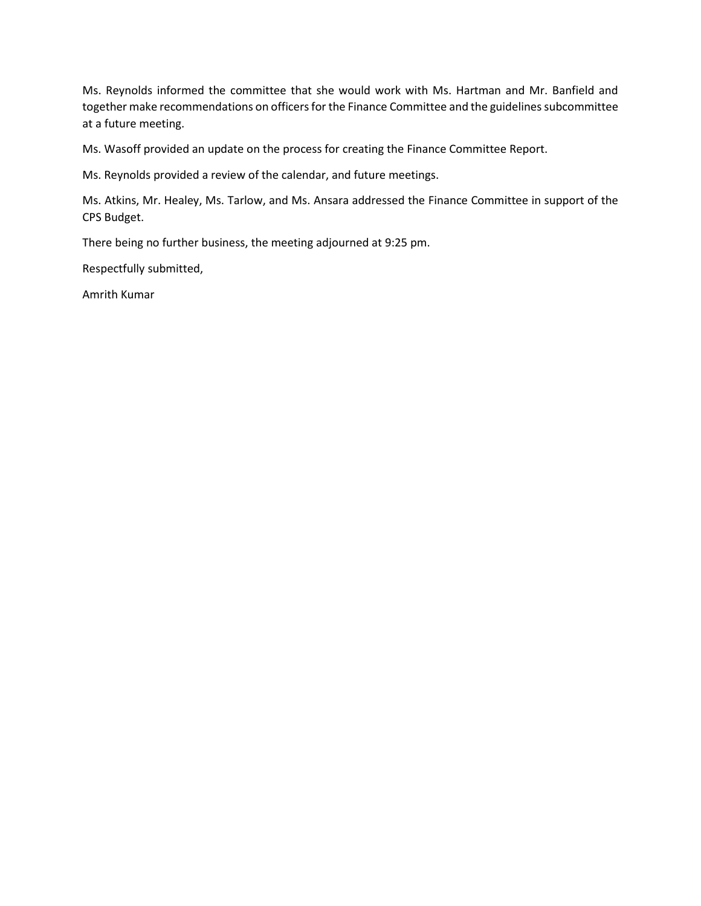Ms. Reynolds informed the committee that she would work with Ms. Hartman and Mr. Banfield and together make recommendations on officers for the Finance Committee and the guidelines subcommittee at a future meeting.

Ms. Wasoff provided an update on the process for creating the Finance Committee Report.

Ms. Reynolds provided a review of the calendar, and future meetings.

Ms. Atkins, Mr. Healey, Ms. Tarlow, and Ms. Ansara addressed the Finance Committee in support of the CPS Budget.

There being no further business, the meeting adjourned at 9:25 pm.

Respectfully submitted,

Amrith Kumar